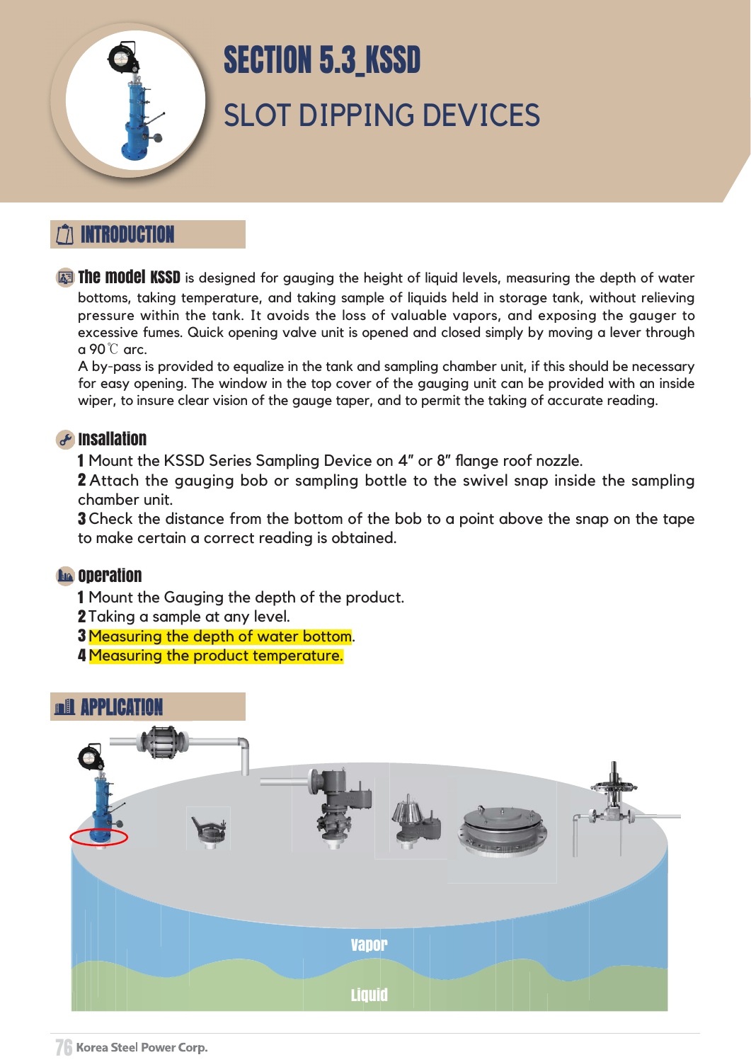# SECTION 5.3_KSSD

## SLOT DIPPING DEVICES

## INTRODUCTION

**The model KSSD** is designed for gauging the height of liquid levels, measuring the depth of water bottoms, taking temperature, and taking sample of liquids held in storage tank, without relieving pressure within the tank. It avoids the loss of valuable vapors, and exposing the gauger to excessive fumes. Quick opening valve unit is opened and closed simply by moving a lever through a 90℃ arc.

A by-pass is provided to equalize in the tank and sampling chamber unit, if this should be necessary for easy opening. The window in the top cover of the gauging unit can be provided with an inside wiper, to insure clear vision of the gauge taper, and to permit the taking of accurate reading.

### Insallation

**1** Mount the KSSD Series Sampling Device on 4" or 8" flange roof nozzle.

**2** Attach the gauging bob or sampling bottle to the swivel snap inside the sampling chamber unit.

**3** Check the distance from the bottom of the bob to a point above the snap on the tape to make certain a correct reading is obtained.

### Operation

**1** Mount the Gauging the depth of the product.

**2** Taking a sample at any level.

**3** Measuring the depth of water bottom.

**4** Measuring the product temperature.

## APPLICATION

Vapor

Liquid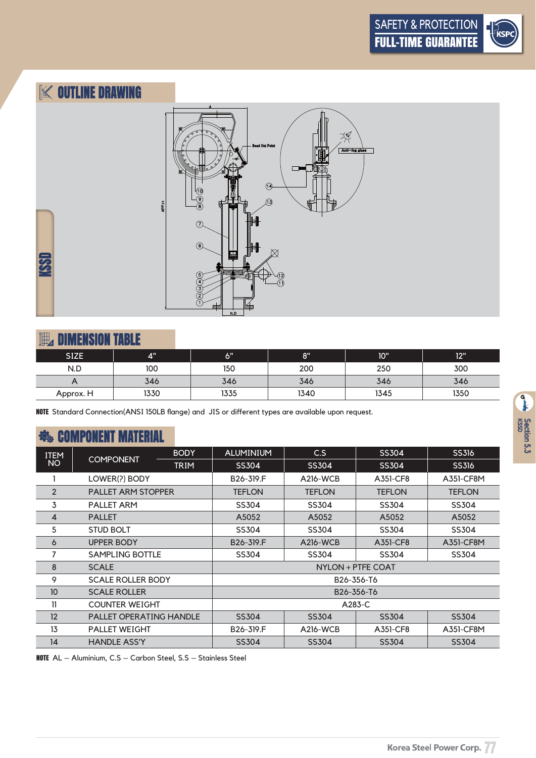SAFETY & PROTECTION
FULL-TIME GUARANTEE

## OUTLINE DRAWING

A
Read Out Point
Anti-fog glass
APP-H
N.D
1 2 3 4 5 6 7 8 9 10 11 12 13 14

KSSD

## DIMENSION TABLE

| SIZE | 4" | 6" | 8" | 10" | 12" |
|---|---|---|---|---|---|
| N.D | 100 | 150 | 200 | 250 | 300 |
| A | 346 | 346 | 346 | 346 | 346 |
| Approx. H | 1330 | 1335 | 1340 | 1345 | 1350 |

**NOTE** Standard Connection(ANSI 150LB flange) and JIS or different types are available upon request.

## COMPONENT MATERIAL

| ITEM NO | COMPONENT | BODY | ALUMINIUM | C.S | SS304 | SS316 |
|---|---|---|---|---|---|---|
| | | TRIM | SS304 | SS304 | SS304 | SS316 |
| 1 | LOWER(?) BODY | | B26-319.F | A216-WCB | A351-CF8 | A351-CF8M |
| 2 | PALLET ARM STOPPER | | TEFLON | TEFLON | TEFLON | TEFLON |
| 3 | PALLET ARM | | SS304 | SS304 | SS304 | SS304 |
| 4 | PALLET | | A5052 | A5052 | A5052 | A5052 |
| 5 | STUD BOLT | | SS304 | SS304 | SS304 | SS304 |
| 6 | UPPER BODY | | B26-319.F | A216-WCB | A351-CF8 | A351-CF8M |
| 7 | SAMPLING BOTTLE | | SS304 | SS304 | SS304 | SS304 |
| 8 | SCALE | | NYLON + PTFE COAT | | | |
| 9 | SCALE ROLLER BODY | | B26-356-T6 | | | |
| 10 | SCALE ROLLER | | B26-356-T6 | | | |
| 11 | COUNTER WEIGHT | | A283-C | | | |
| 12 | PALLET OPERATING HANDLE | | SS304 | SS304 | SS304 | SS304 |
| 13 | PALLET WEIGHT | | B26-319.F | A216-WCB | A351-CF8 | A351-CF8M |
| 14 | HANDLE ASS'Y | | SS304 | SS304 | SS304 | SS304 |

**NOTE** AL – Aluminium, C.S – Carbon Steel, S.S – Stainless Steel

Section 5.3 KSSD